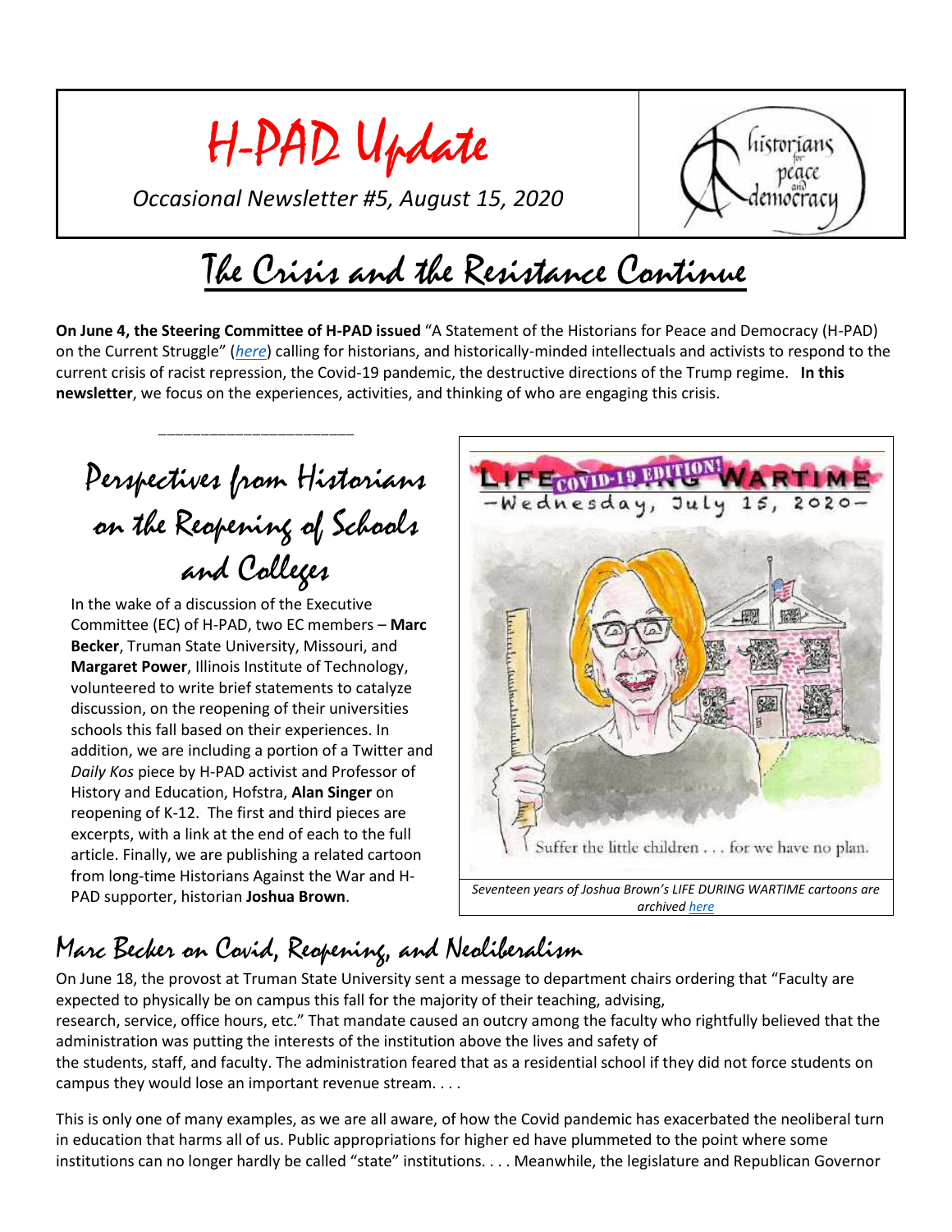# H-PAD Update

*Occasional Newsletter #5, August 15, 2020*

historians for peace and democracy

# The Crisis and the Resistance Continue

**On June 4, the Steering Committee of H-PAD issued** "A Statement of the Historians for Peace and Democracy (H-PAD) on the Current Struggle" (*here*) calling for historians, and historically-minded intellectuals and activists to respond to the current crisis of racist repression, the Covid-19 pandemic, the destructive directions of the Trump regime. **In this newsletter**, we focus on the experiences, activities, and thinking of who are engaging this crisis.

---

## Perspectives from Historians on the Reopening of Schools and Colleges

In the wake of a discussion of the Executive Committee (EC) of H-PAD, two EC members – **Marc Becker**, Truman State University, Missouri, and **Margaret Power**, Illinois Institute of Technology, volunteered to write brief statements to catalyze discussion, on the reopening of their universities schools this fall based on their experiences. In addition, we are including a portion of a Twitter and *Daily Kos* piece by H-PAD activist and Professor of History and Education, Hofstra, **Alan Singer** on reopening of K-12. The first and third pieces are excerpts, with a link at the end of each to the full article. Finally, we are publishing a related cartoon from long-time Historians Against the War and H-PAD supporter, historian **Joshua Brown**.

LIFE COVID-19 EDITION! DURING WARTIME
–Wednesday, July 15, 2020–

Suffer the little children . . . for we have no plan.

*Seventeen years of Joshua Brown's LIFE DURING WARTIME cartoons are archived here*

## Marc Becker on Covid, Reopening, and Neoliberalism

On June 18, the provost at Truman State University sent a message to department chairs ordering that "Faculty are expected to physically be on campus this fall for the majority of their teaching, advising, research, service, office hours, etc." That mandate caused an outcry among the faculty who rightfully believed that the administration was putting the interests of the institution above the lives and safety of the students, staff, and faculty. The administration feared that as a residential school if they did not force students on campus they would lose an important revenue stream. . . .

This is only one of many examples, as we are all aware, of how the Covid pandemic has exacerbated the neoliberal turn in education that harms all of us. Public appropriations for higher ed have plummeted to the point where some institutions can no longer hardly be called "state" institutions. . . . Meanwhile, the legislature and Republican Governor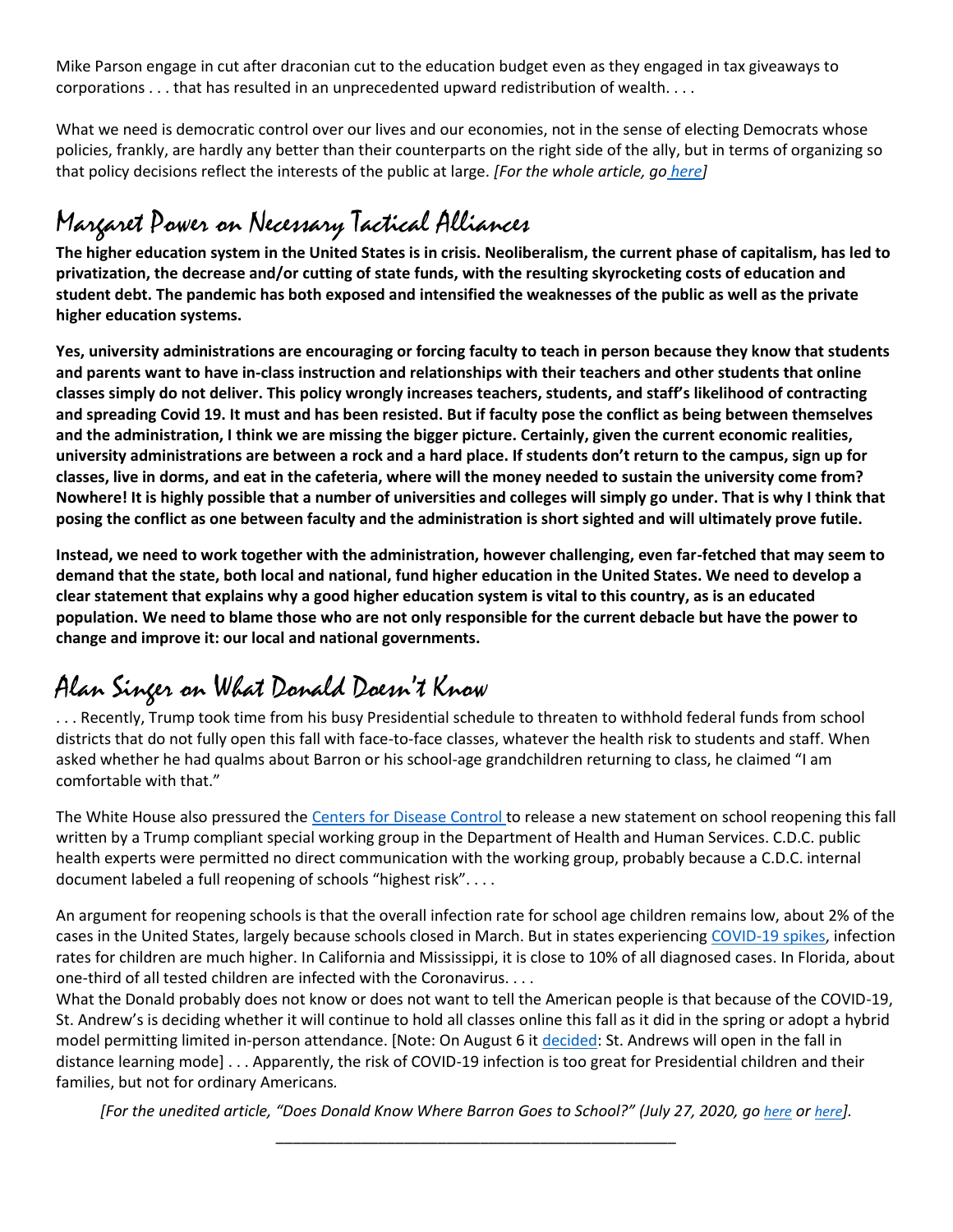Mike Parson engage in cut after draconian cut to the education budget even as they engaged in tax giveaways to corporations . . . that has resulted in an unprecedented upward redistribution of wealth. . . .

What we need is democratic control over our lives and our economies, not in the sense of electing Democrats whose policies, frankly, are hardly any better than their counterparts on the right side of the ally, but in terms of organizing so that policy decisions reflect the interests of the public at large. *[For the whole article, go here]*

## Margaret Power on Necessary Tactical Alliances

**The higher education system in the United States is in crisis. Neoliberalism, the current phase of capitalism, has led to privatization, the decrease and/or cutting of state funds, with the resulting skyrocketing costs of education and student debt. The pandemic has both exposed and intensified the weaknesses of the public as well as the private higher education systems.**

**Yes, university administrations are encouraging or forcing faculty to teach in person because they know that students and parents want to have in-class instruction and relationships with their teachers and other students that online classes simply do not deliver. This policy wrongly increases teachers, students, and staff's likelihood of contracting and spreading Covid 19. It must and has been resisted. But if faculty pose the conflict as being between themselves and the administration, I think we are missing the bigger picture. Certainly, given the current economic realities, university administrations are between a rock and a hard place. If students don't return to the campus, sign up for classes, live in dorms, and eat in the cafeteria, where will the money needed to sustain the university come from? Nowhere! It is highly possible that a number of universities and colleges will simply go under. That is why I think that posing the conflict as one between faculty and the administration is short sighted and will ultimately prove futile.**

**Instead, we need to work together with the administration, however challenging, even far-fetched that may seem to demand that the state, both local and national, fund higher education in the United States. We need to develop a clear statement that explains why a good higher education system is vital to this country, as is an educated population. We need to blame those who are not only responsible for the current debacle but have the power to change and improve it: our local and national governments.**

## Alan Singer on What Donald Doesn't Know

. . . Recently, Trump took time from his busy Presidential schedule to threaten to withhold federal funds from school districts that do not fully open this fall with face-to-face classes, whatever the health risk to students and staff. When asked whether he had qualms about Barron or his school-age grandchildren returning to class, he claimed "I am comfortable with that."

The White House also pressured the Centers for Disease Control to release a new statement on school reopening this fall written by a Trump compliant special working group in the Department of Health and Human Services. C.D.C. public health experts were permitted no direct communication with the working group, probably because a C.D.C. internal document labeled a full reopening of schools "highest risk". . . .

An argument for reopening schools is that the overall infection rate for school age children remains low, about 2% of the cases in the United States, largely because schools closed in March. But in states experiencing COVID-19 spikes, infection rates for children are much higher. In California and Mississippi, it is close to 10% of all diagnosed cases. In Florida, about one-third of all tested children are infected with the Coronavirus. . . .

What the Donald probably does not know or does not want to tell the American people is that because of the COVID-19, St. Andrew's is deciding whether it will continue to hold all classes online this fall as it did in the spring or adopt a hybrid model permitting limited in-person attendance. [Note: On August 6 it decided: St. Andrews will open in the fall in distance learning mode] . . . Apparently, the risk of COVID-19 infection is too great for Presidential children and their families, but not for ordinary Americans.

*[For the unedited article, "Does Donald Know Where Barron Goes to School?" (July 27, 2020, go here or here].*

---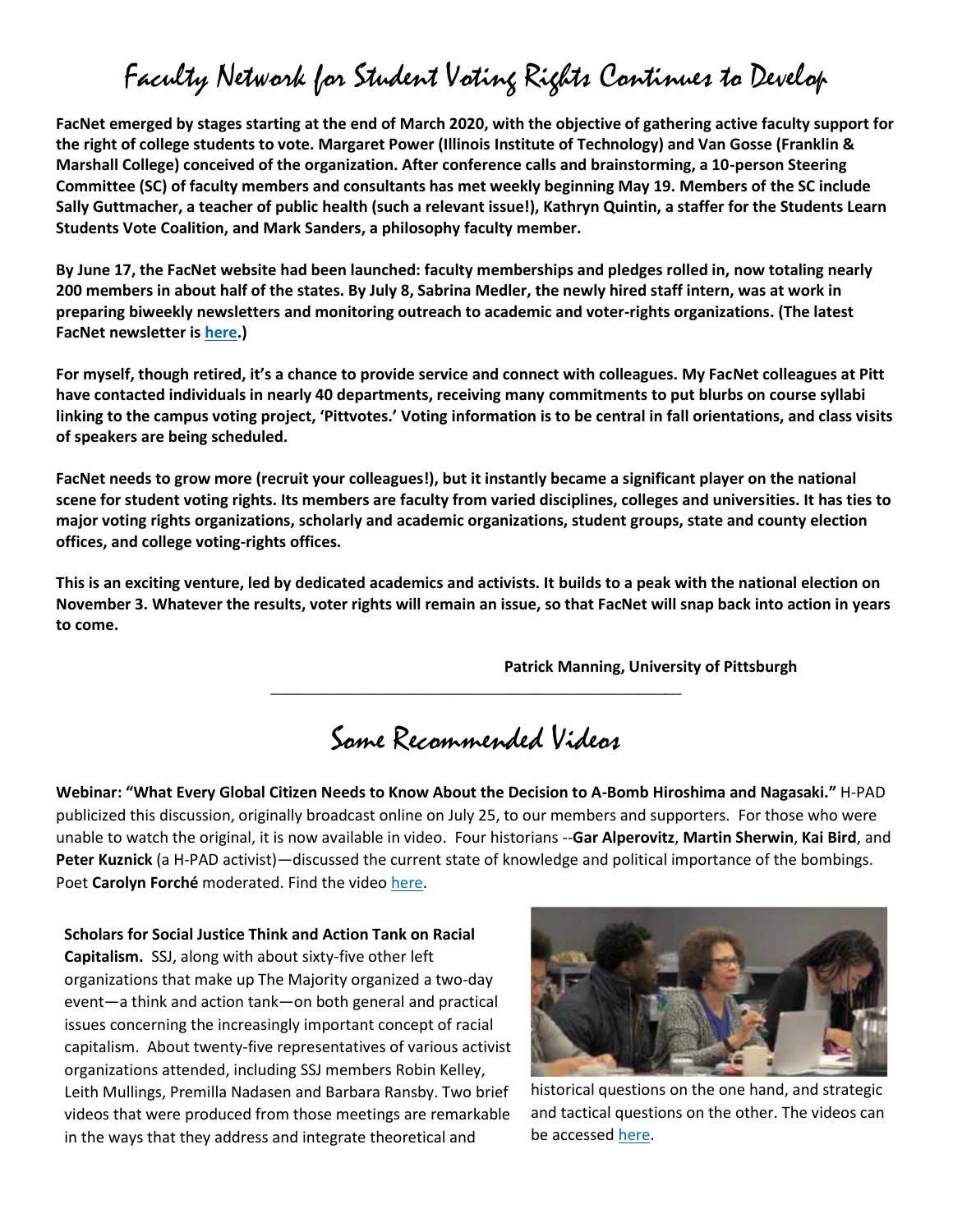# Faculty Network for Student Voting Rights Continues to Develop

**FacNet emerged by stages starting at the end of March 2020, with the objective of gathering active faculty support for the right of college students to vote. Margaret Power (Illinois Institute of Technology) and Van Gosse (Franklin & Marshall College) conceived of the organization. After conference calls and brainstorming, a 10-person Steering Committee (SC) of faculty members and consultants has met weekly beginning May 19. Members of the SC include Sally Guttmacher, a teacher of public health (such a relevant issue!), Kathryn Quintin, a staffer for the Students Learn Students Vote Coalition, and Mark Sanders, a philosophy faculty member.**

**By June 17, the FacNet website had been launched: faculty memberships and pledges rolled in, now totaling nearly 200 members in about half of the states. By July 8, Sabrina Medler, the newly hired staff intern, was at work in preparing biweekly newsletters and monitoring outreach to academic and voter-rights organizations. (The latest FacNet newsletter is here.)**

**For myself, though retired, it's a chance to provide service and connect with colleagues. My FacNet colleagues at Pitt have contacted individuals in nearly 40 departments, receiving many commitments to put blurbs on course syllabi linking to the campus voting project, 'Pittvotes.' Voting information is to be central in fall orientations, and class visits of speakers are being scheduled.**

**FacNet needs to grow more (recruit your colleagues!), but it instantly became a significant player on the national scene for student voting rights. Its members are faculty from varied disciplines, colleges and universities. It has ties to major voting rights organizations, scholarly and academic organizations, student groups, state and county election offices, and college voting-rights offices.**

**This is an exciting venture, led by dedicated academics and activists. It builds to a peak with the national election on November 3. Whatever the results, voter rights will remain an issue, so that FacNet will snap back into action in years to come.**

**Patrick Manning, University of Pittsburgh**

---

# Some Recommended Videos

**Webinar: "What Every Global Citizen Needs to Know About the Decision to A-Bomb Hiroshima and Nagasaki."** H-PAD publicized this discussion, originally broadcast online on July 25, to our members and supporters. For those who were unable to watch the original, it is now available in video. Four historians --**Gar Alperovitz**, **Martin Sherwin**, **Kai Bird**, and **Peter Kuznick** (a H-PAD activist)—discussed the current state of knowledge and political importance of the bombings. Poet **Carolyn Forché** moderated. Find the video here.

**Scholars for Social Justice Think and Action Tank on Racial Capitalism.** SSJ, along with about sixty-five other left organizations that make up The Majority organized a two-day event—a think and action tank—on both general and practical issues concerning the increasingly important concept of racial capitalism. About twenty-five representatives of various activist organizations attended, including SSJ members Robin Kelley, Leith Mullings, Premilla Nadasen and Barbara Ransby. Two brief videos that were produced from those meetings are remarkable in the ways that they address and integrate theoretical and historical questions on the one hand, and strategic and tactical questions on the other. The videos can be accessed here.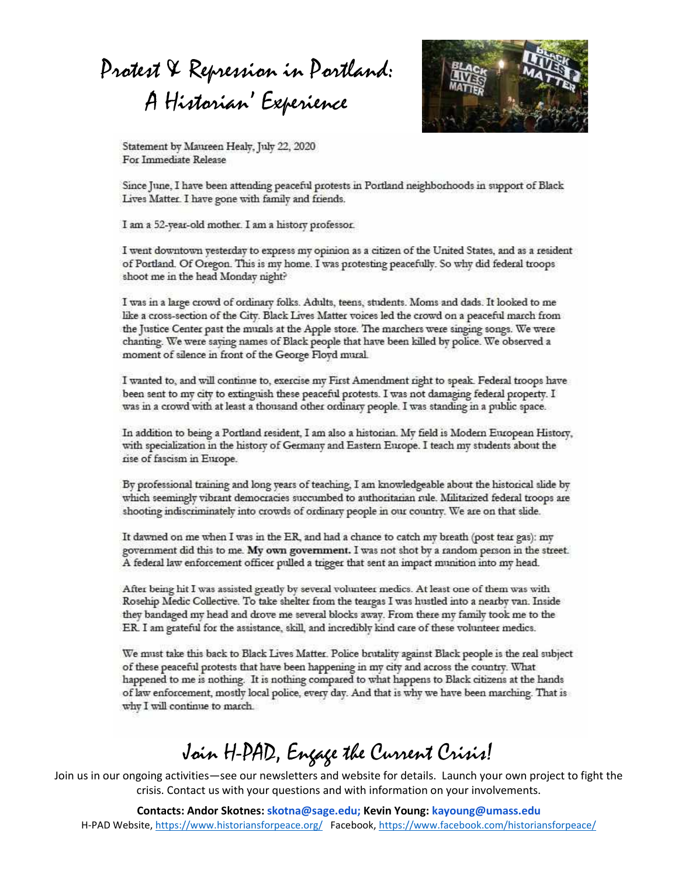# Protest & Repression in Portland: A Historian' Experience

Statement by Maureen Healy, July 22, 2020
For Immediate Release

Since June, I have been attending peaceful protests in Portland neighborhoods in support of Black Lives Matter. I have gone with family and friends.

I am a 52-year-old mother. I am a history professor.

I went downtown yesterday to express my opinion as a citizen of the United States, and as a resident of Portland. Of Oregon. This is my home. I was protesting peacefully. So why did federal troops shoot me in the head Monday night?

I was in a large crowd of ordinary folks. Adults, teens, students. Moms and dads. It looked to me like a cross-section of the City. Black Lives Matter voices led the crowd on a peaceful march from the Justice Center past the murals at the Apple store. The marchers were singing songs. We were chanting. We were saying names of Black people that have been killed by police. We observed a moment of silence in front of the George Floyd mural.

I wanted to, and will continue to, exercise my First Amendment right to speak. Federal troops have been sent to my city to extinguish these peaceful protests. I was not damaging federal property. I was in a crowd with at least a thousand other ordinary people. I was standing in a public space.

In addition to being a Portland resident, I am also a historian. My field is Modern European History, with specialization in the history of Germany and Eastern Europe. I teach my students about the rise of fascism in Europe.

By professional training and long years of teaching, I am knowledgeable about the historical slide by which seemingly vibrant democracies succumbed to authoritarian rule. Militarized federal troops are shooting indiscriminately into crowds of ordinary people in our country. We are on that slide.

It dawned on me when I was in the ER, and had a chance to catch my breath (post tear gas): my government did this to me. **My own government.** I was not shot by a random person in the street. A federal law enforcement officer pulled a trigger that sent an impact munition into my head.

After being hit I was assisted greatly by several volunteer medics. At least one of them was with Rosehip Medic Collective. To take shelter from the teargas I was hustled into a nearby van. Inside they bandaged my head and drove me several blocks away. From there my family took me to the ER. I am grateful for the assistance, skill, and incredibly kind care of these volunteer medics.

We must take this back to Black Lives Matter. Police brutality against Black people is the real subject of these peaceful protests that have been happening in my city and across the country. What happened to me is nothing. It is nothing compared to what happens to Black citizens at the hands of law enforcement, mostly local police, every day. And that is why we have been marching. That is why I will continue to march.

## Join H-PAD, Engage the Current Crisis!

Join us in our ongoing activities—see our newsletters and website for details. Launch your own project to fight the crisis. Contact us with your questions and with information on your involvements.

**Contacts: Andor Skotnes: skotna@sage.edu; Kevin Young: kayoung@umass.edu**

H-PAD Website, https://www.historiansforpeace.org/ Facebook, https://www.facebook.com/historiansforpeace/